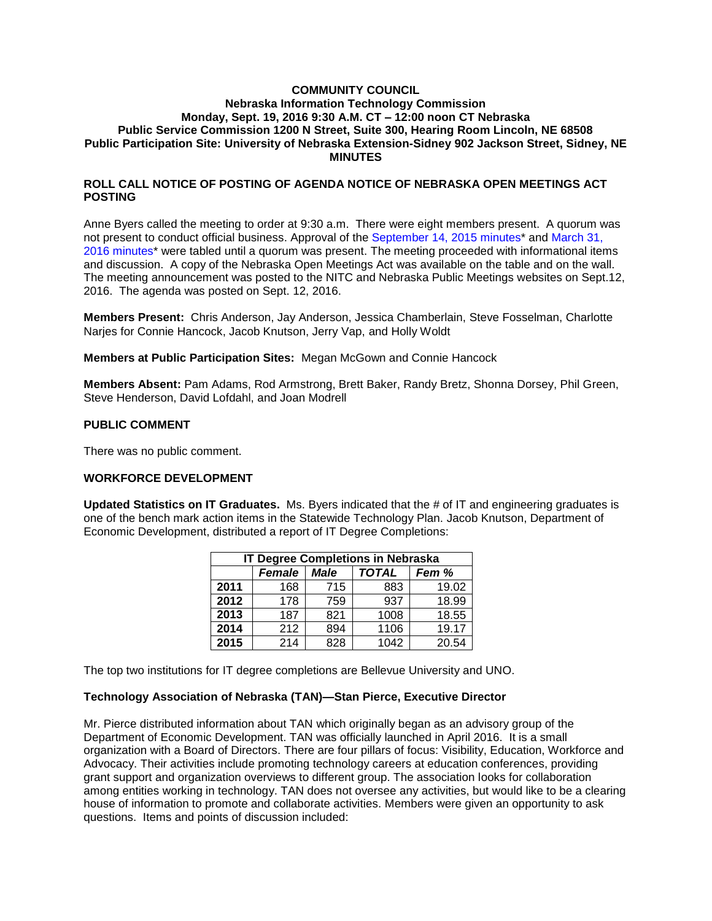**COMMUNITY COUNCIL**
**Nebraska Information Technology Commission**
**Monday, Sept. 19, 2016 9:30 A.M. CT – 12:00 noon CT Nebraska**
**Public Service Commission 1200 N Street, Suite 300, Hearing Room Lincoln, NE 68508**
**Public Participation Site: University of Nebraska Extension-Sidney 902 Jackson Street, Sidney, NE**
**MINUTES**

## ROLL CALL NOTICE OF POSTING OF AGENDA NOTICE OF NEBRASKA OPEN MEETINGS ACT POSTING

Anne Byers called the meeting to order at 9:30 a.m. There were eight members present. A quorum was not present to conduct official business. Approval of the September 14, 2015 minutes* and March 31, 2016 minutes* were tabled until a quorum was present. The meeting proceeded with informational items and discussion. A copy of the Nebraska Open Meetings Act was available on the table and on the wall. The meeting announcement was posted to the NITC and Nebraska Public Meetings websites on Sept.12, 2016. The agenda was posted on Sept. 12, 2016.

**Members Present:** Chris Anderson, Jay Anderson, Jessica Chamberlain, Steve Fosselman, Charlotte Narjes for Connie Hancock, Jacob Knutson, Jerry Vap, and Holly Woldt

**Members at Public Participation Sites:** Megan McGown and Connie Hancock

**Members Absent:** Pam Adams, Rod Armstrong, Brett Baker, Randy Bretz, Shonna Dorsey, Phil Green, Steve Henderson, David Lofdahl, and Joan Modrell

## PUBLIC COMMENT

There was no public comment.

## WORKFORCE DEVELOPMENT

**Updated Statistics on IT Graduates.** Ms. Byers indicated that the # of IT and engineering graduates is one of the bench mark action items in the Statewide Technology Plan. Jacob Knutson, Department of Economic Development, distributed a report of IT Degree Completions:

| IT Degree Completions in Nebraska | | | | |
|---|---|---|---|---|
| | ***Female*** | ***Male*** | ***TOTAL*** | ***Fem %*** |
| **2011** | 168 | 715 | 883 | 19.02 |
| **2012** | 178 | 759 | 937 | 18.99 |
| **2013** | 187 | 821 | 1008 | 18.55 |
| **2014** | 212 | 894 | 1106 | 19.17 |
| **2015** | 214 | 828 | 1042 | 20.54 |

The top two institutions for IT degree completions are Bellevue University and UNO.

**Technology Association of Nebraska (TAN)—Stan Pierce, Executive Director**

Mr. Pierce distributed information about TAN which originally began as an advisory group of the Department of Economic Development. TAN was officially launched in April 2016. It is a small organization with a Board of Directors. There are four pillars of focus: Visibility, Education, Workforce and Advocacy. Their activities include promoting technology careers at education conferences, providing grant support and organization overviews to different group. The association looks for collaboration among entities working in technology. TAN does not oversee any activities, but would like to be a clearing house of information to promote and collaborate activities. Members were given an opportunity to ask questions. Items and points of discussion included: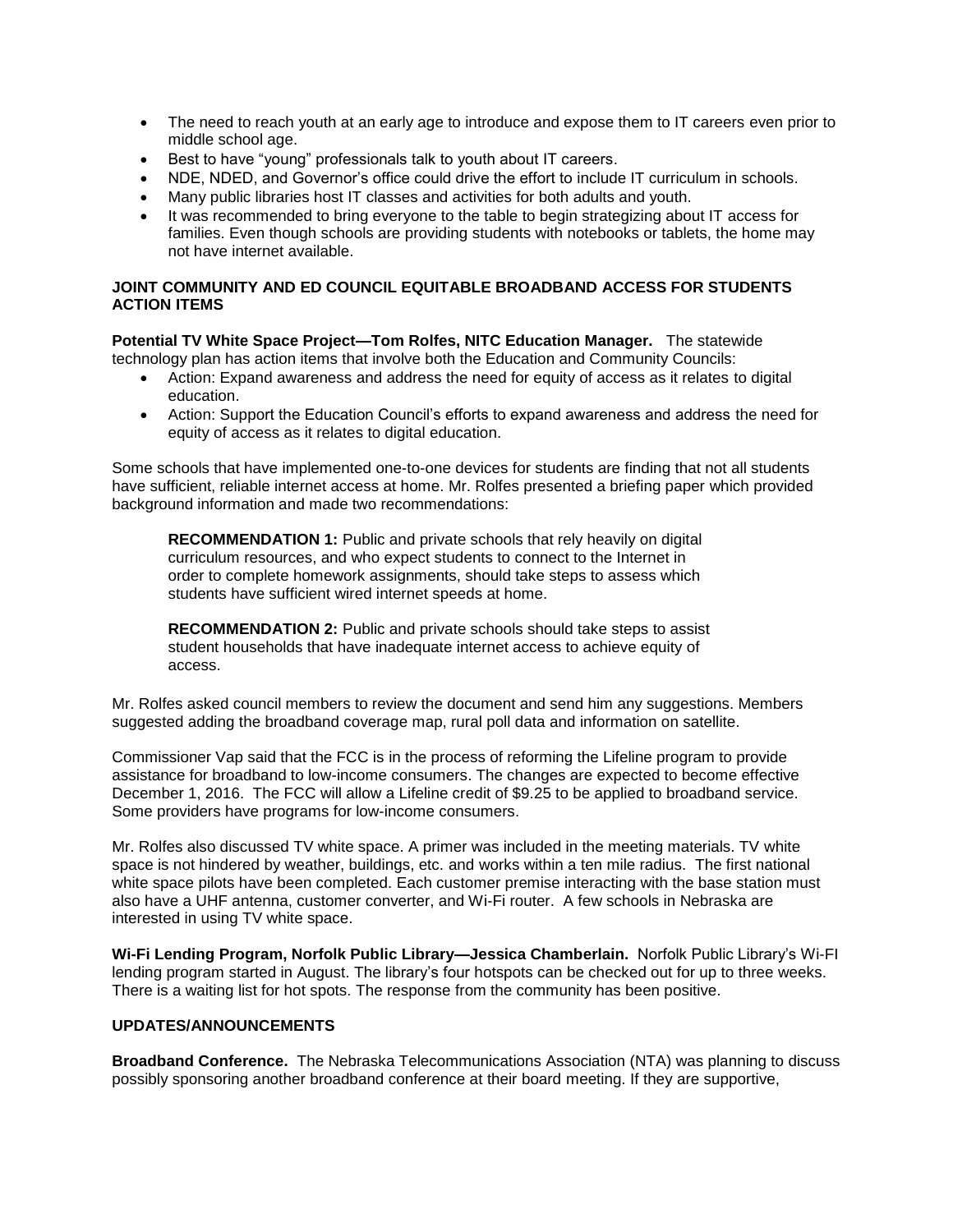- The need to reach youth at an early age to introduce and expose them to IT careers even prior to middle school age.
- Best to have "young" professionals talk to youth about IT careers.
- NDE, NDED, and Governor's office could drive the effort to include IT curriculum in schools.
- Many public libraries host IT classes and activities for both adults and youth.
- It was recommended to bring everyone to the table to begin strategizing about IT access for families. Even though schools are providing students with notebooks or tablets, the home may not have internet available.

**JOINT COMMUNITY AND ED COUNCIL EQUITABLE BROADBAND ACCESS FOR STUDENTS ACTION ITEMS**

**Potential TV White Space Project—Tom Rolfes, NITC Education Manager.** The statewide technology plan has action items that involve both the Education and Community Councils:

- Action: Expand awareness and address the need for equity of access as it relates to digital education.
- Action: Support the Education Council's efforts to expand awareness and address the need for equity of access as it relates to digital education.

Some schools that have implemented one-to-one devices for students are finding that not all students have sufficient, reliable internet access at home. Mr. Rolfes presented a briefing paper which provided background information and made two recommendations:

> **RECOMMENDATION 1:** Public and private schools that rely heavily on digital curriculum resources, and who expect students to connect to the Internet in order to complete homework assignments, should take steps to assess which students have sufficient wired internet speeds at home.
>
> **RECOMMENDATION 2:** Public and private schools should take steps to assist student households that have inadequate internet access to achieve equity of access.

Mr. Rolfes asked council members to review the document and send him any suggestions. Members suggested adding the broadband coverage map, rural poll data and information on satellite.

Commissioner Vap said that the FCC is in the process of reforming the Lifeline program to provide assistance for broadband to low-income consumers. The changes are expected to become effective December 1, 2016. The FCC will allow a Lifeline credit of $9.25 to be applied to broadband service. Some providers have programs for low-income consumers.

Mr. Rolfes also discussed TV white space. A primer was included in the meeting materials. TV white space is not hindered by weather, buildings, etc. and works within a ten mile radius. The first national white space pilots have been completed. Each customer premise interacting with the base station must also have a UHF antenna, customer converter, and Wi-Fi router. A few schools in Nebraska are interested in using TV white space.

**Wi-Fi Lending Program, Norfolk Public Library—Jessica Chamberlain.** Norfolk Public Library's Wi-FI lending program started in August. The library's four hotspots can be checked out for up to three weeks. There is a waiting list for hot spots. The response from the community has been positive.

**UPDATES/ANNOUNCEMENTS**

**Broadband Conference.** The Nebraska Telecommunications Association (NTA) was planning to discuss possibly sponsoring another broadband conference at their board meeting. If they are supportive,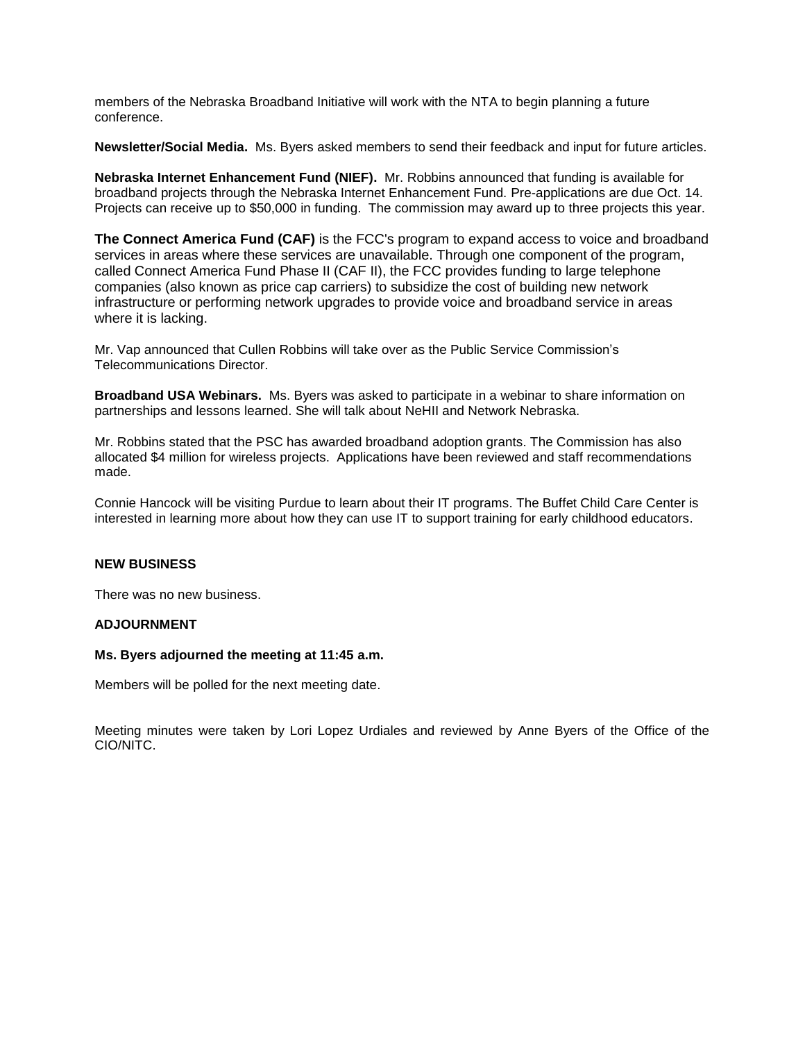members of the Nebraska Broadband Initiative will work with the NTA to begin planning a future conference.

**Newsletter/Social Media.** Ms. Byers asked members to send their feedback and input for future articles.

**Nebraska Internet Enhancement Fund (NIEF).** Mr. Robbins announced that funding is available for broadband projects through the Nebraska Internet Enhancement Fund. Pre-applications are due Oct. 14. Projects can receive up to $50,000 in funding. The commission may award up to three projects this year.

**The Connect America Fund (CAF)** is the FCC's program to expand access to voice and broadband services in areas where these services are unavailable. Through one component of the program, called Connect America Fund Phase II (CAF II), the FCC provides funding to large telephone companies (also known as price cap carriers) to subsidize the cost of building new network infrastructure or performing network upgrades to provide voice and broadband service in areas where it is lacking.

Mr. Vap announced that Cullen Robbins will take over as the Public Service Commission's Telecommunications Director.

**Broadband USA Webinars.** Ms. Byers was asked to participate in a webinar to share information on partnerships and lessons learned. She will talk about NeHII and Network Nebraska.

Mr. Robbins stated that the PSC has awarded broadband adoption grants. The Commission has also allocated $4 million for wireless projects. Applications have been reviewed and staff recommendations made.

Connie Hancock will be visiting Purdue to learn about their IT programs. The Buffet Child Care Center is interested in learning more about how they can use IT to support training for early childhood educators.

**NEW BUSINESS**

There was no new business.

**ADJOURNMENT**

**Ms. Byers adjourned the meeting at 11:45 a.m.**

Members will be polled for the next meeting date.

Meeting minutes were taken by Lori Lopez Urdiales and reviewed by Anne Byers of the Office of the CIO/NITC.